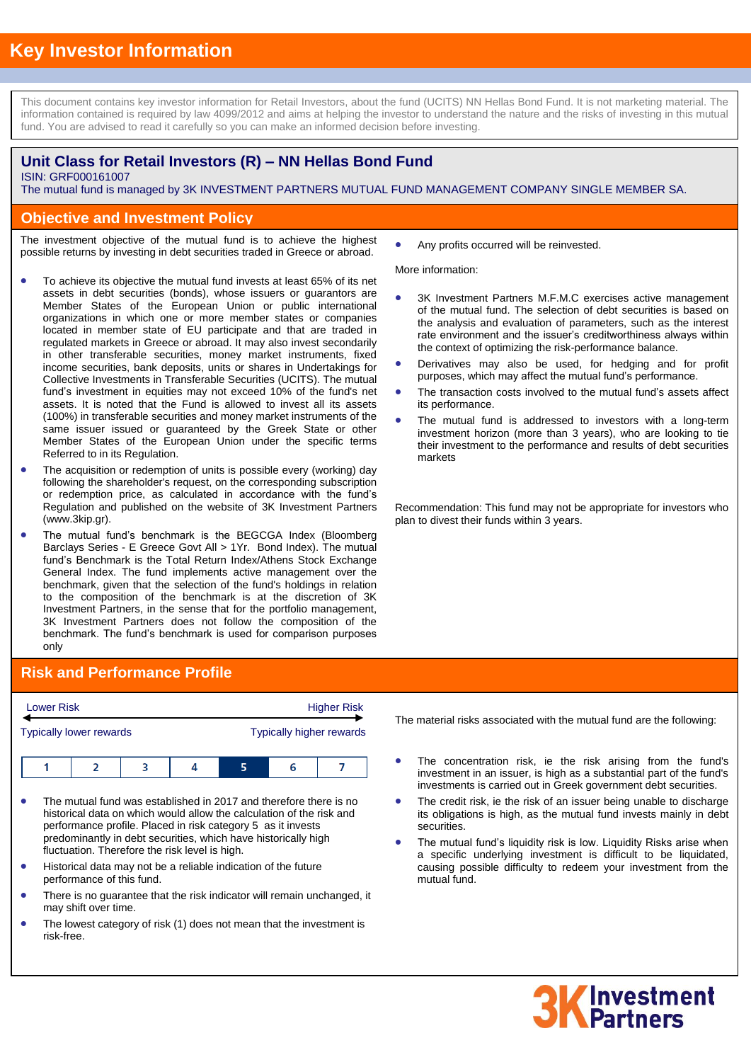# Key Investor Information

This document contains key investor information for Retail Investors, about the fund (UCITS) NN Hellas Bond Fund. It is not marketing material. The information contained is required by law 4099/2012 and aims at helping the investor to understand the nature and the risks of investing in this mutual fund. You are advised to read it carefully so you can make an informed decision before investing.

## Unit Class for Retail Investors (R) – NN Hellas Bond Fund

ISIN: GRF000161007

The mutual fund is managed by 3K INVESTMENT PARTNERS MUTUAL FUND MANAGEMENT COMPANY SINGLE MEMBER SA.

## Objective and Investment Policy

The investment objective of the mutual fund is to achieve the highest possible returns by investing in debt securities traded in Greece or abroad.

- To achieve its objective the mutual fund invests at least 65% of its net assets in debt securities (bonds), whose issuers or guarantors are Member States of the European Union or public international organizations in which one or more member states or companies located in member state of EU participate and that are traded in regulated markets in Greece or abroad. It may also invest secondarily in other transferable securities, money market instruments, fixed income securities, bank deposits, units or shares in Undertakings for Collective Investments in Transferable Securities (UCITS). The mutual fund's investment in equities may not exceed 10% of the fund's net assets. It is noted that the Fund is allowed to invest all its assets (100%) in transferable securities and money market instruments of the same issuer issued or guaranteed by the Greek State or other Member States of the European Union under the specific terms Referred to in its Regulation.
- The acquisition or redemption of units is possible every (working) day following the shareholder's request, on the corresponding subscription or redemption price, as calculated in accordance with the fund's Regulation and published on the website of 3K Investment Partners (www.3kip.gr).
- The mutual fund's benchmark is the BEGCGA Index (Bloomberg Barclays Series - E Greece Govt All > 1Yr. Bond Index). The mutual fund's Benchmark is the Total Return Index/Athens Stock Exchange General Index. The fund implements active management over the benchmark, given that the selection of the fund's holdings in relation to the composition of the benchmark is at the discretion of 3K Investment Partners, in the sense that for the portfolio management, 3K Investment Partners does not follow the composition of the benchmark. The fund's benchmark is used for comparison purposes only
- Any profits occurred will be reinvested.

More information:

- 3K Investment Partners M.F.M.C exercises active management of the mutual fund. The selection of debt securities is based on the analysis and evaluation of parameters, such as the interest rate environment and the issuer's creditworthiness always within the context of optimizing the risk-performance balance.
- Derivatives may also be used, for hedging and for profit purposes, which may affect the mutual fund's performance.
- The transaction costs involved to the mutual fund's assets affect its performance.
- The mutual fund is addressed to investors with a long-term investment horizon (more than 3 years), who are looking to tie their investment to the performance and results of debt securities markets

Recommendation: This fund may not be appropriate for investors who plan to divest their funds within 3 years.

## Risk and Performance Profile

Lower Risk ← → Higher Risk

Typically lower rewards — Typically higher rewards

| 1 | 2 | 3 | 4 | **5** | 6 | 7 |
|---|---|---|---|---|---|---|

- The mutual fund was established in 2017 and therefore there is no historical data on which would allow the calculation of the risk and performance profile. Placed in risk category 5 as it invests predominantly in debt securities, which have historically high fluctuation. Therefore the risk level is high.
- Historical data may not be a reliable indication of the future performance of this fund.
- There is no guarantee that the risk indicator will remain unchanged, it may shift over time.
- The lowest category of risk (1) does not mean that the investment is risk-free.

The material risks associated with the mutual fund are the following:

- The concentration risk, ie the risk arising from the fund's investment in an issuer, is high as a substantial part of the fund's investments is carried out in Greek government debt securities.
- The credit risk, ie the risk of an issuer being unable to discharge its obligations is high, as the mutual fund invests mainly in debt securities.
- The mutual fund's liquidity risk is low. Liquidity Risks arise when a specific underlying investment is difficult to be liquidated, causing possible difficulty to redeem your investment from the mutual fund.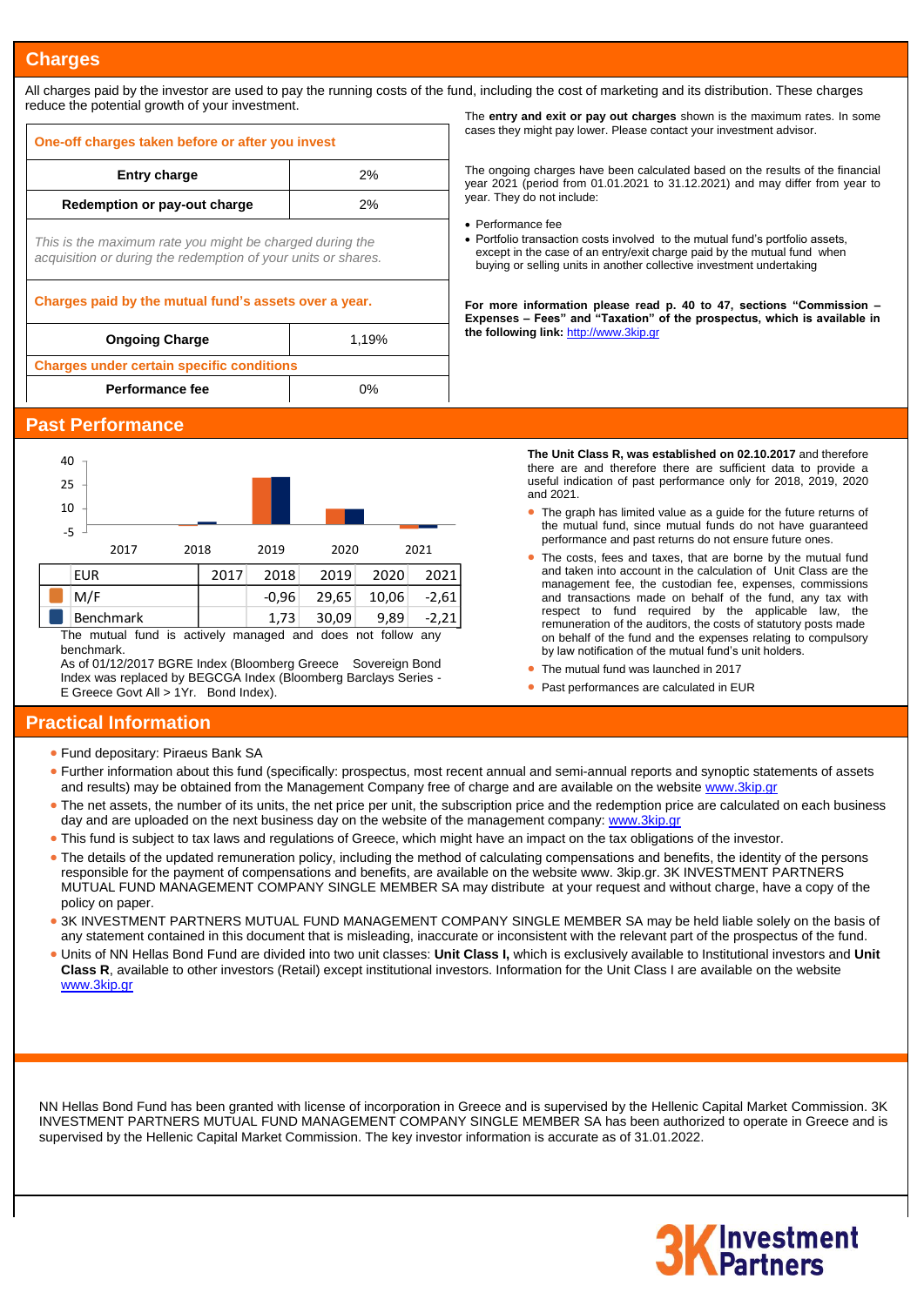## Charges

All charges paid by the investor are used to pay the running costs of the fund, including the cost of marketing and its distribution. These charges reduce the potential growth of your investment.

| One-off charges taken before or after you invest | |
|---|---|
| **Entry charge** | 2% |
| **Redemption or pay-out charge** | 2% |
| *This is the maximum rate you might be charged during the acquisition or during the redemption of your units or shares.* | |
| **Charges paid by the mutual fund's assets over a year.** | |
| **Ongoing Charge** | 1,19% |
| **Charges under certain specific conditions** | |
| **Performance fee** | 0% |

The **entry and exit or pay out charges** shown is the maximum rates. In some cases they might pay lower. Please contact your investment advisor.

The ongoing charges have been calculated based on the results of the financial year 2021 (period from 01.01.2021 to 31.12.2021) and may differ from year to year. They do not include:

- Performance fee
- Portfolio transaction costs involved to the mutual fund's portfolio assets, except in the case of an entry/exit charge paid by the mutual fund when buying or selling units in another collective investment undertaking

**For more information please read p. 40 to 47, sections "Commission – Expenses – Fees" and "Taxation" of the prospectus, which is available in the following link:** http://www.3kip.gr

## Past Performance

40
25
10
-5
2017
2018
2019
2020
2021

| EUR | 2017 | 2018 | 2019 | 2020 | 2021 |
|---|---|---|---|---|---|
| M/F | | -0,96 | 29,65 | 10,06 | -2,61 |
| Benchmark | | 1,73 | 30,09 | 9,89 | -2,21 |

The mutual fund is actively managed and does not follow any benchmark.

As of 01/12/2017 BGRE Index (Bloomberg Greece Sovereign Bond Index was replaced by BEGCGA Index (Bloomberg Barclays Series - E Greece Govt All > 1Yr. Bond Index).

**The Unit Class R, was established on 02.10.2017** and therefore there are and therefore there are sufficient data to provide a useful indication of past performance only for 2018, 2019, 2020 and 2021.

- The graph has limited value as a guide for the future returns of the mutual fund, since mutual funds do not have guaranteed performance and past returns do not ensure future ones.
- The costs, fees and taxes, that are borne by the mutual fund and taken into account in the calculation of Unit Class are the management fee, the custodian fee, expenses, commissions and transactions made on behalf of the fund, any tax with respect to fund required by the applicable law, the remuneration of the auditors, the costs of statutory posts made on behalf of the fund and the expenses relating to compulsory by law notification of the mutual fund's unit holders.
- The mutual fund was launched in 2017
- Past performances are calculated in EUR

## Practical Information

- Fund depositary: Piraeus Bank SA
- Further information about this fund (specifically: prospectus, most recent annual and semi-annual reports and synoptic statements of assets and results) may be obtained from the Management Company free of charge and are available on the website www.3kip.gr
- The net assets, the number of its units, the net price per unit, the subscription price and the redemption price are calculated on each business day and are uploaded on the next business day on the website of the management company: www.3kip.gr
- This fund is subject to tax laws and regulations of Greece, which might have an impact on the tax obligations of the investor.
- The details of the updated remuneration policy, including the method of calculating compensations and benefits, the identity of the persons responsible for the payment of compensations and benefits, are available on the website www. 3kip.gr. 3K INVESTMENT PARTNERS MUTUAL FUND MANAGEMENT COMPANY SINGLE MEMBER SA may distribute at your request and without charge, have a copy of the policy on paper.
- 3K INVESTMENT PARTNERS MUTUAL FUND MANAGEMENT COMPANY SINGLE MEMBER SA may be held liable solely on the basis of any statement contained in this document that is misleading, inaccurate or inconsistent with the relevant part of the prospectus of the fund.
- Units of NN Hellas Bond Fund are divided into two unit classes: **Unit Class I,** which is exclusively available to Institutional investors and **Unit Class R**, available to other investors (Retail) except institutional investors. Information for the Unit Class I are available on the website www.3kip.gr

NN Hellas Bond Fund has been granted with license of incorporation in Greece and is supervised by the Hellenic Capital Market Commission. 3K INVESTMENT PARTNERS MUTUAL FUND MANAGEMENT COMPANY SINGLE MEMBER SA has been authorized to operate in Greece and is supervised by the Hellenic Capital Market Commission. The key investor information is accurate as of 31.01.2022.

3K Investment Partners